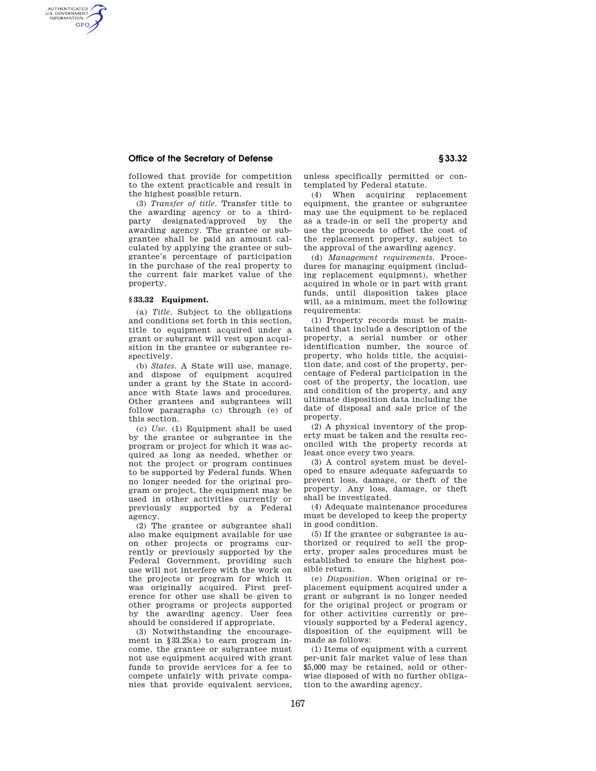followed that provide for competition to the extent practicable and result in the highest possible return.

(3) *Transfer of title.* Transfer title to the awarding agency or to a third-party designated/approved by the awarding agency. The grantee or subgrantee shall be paid an amount calculated by applying the grantee or subgrantee's percentage of participation in the purchase of the real property to the current fair market value of the property.

## § 33.32 Equipment.

(a) *Title.* Subject to the obligations and conditions set forth in this section, title to equipment acquired under a grant or subgrant will vest upon acquisition in the grantee or subgrantee respectively.

(b) *States.* A State will use, manage, and dispose of equipment acquired under a grant by the State in accordance with State laws and procedures. Other grantees and subgrantees will follow paragraphs (c) through (e) of this section.

(c) *Use.* (1) Equipment shall be used by the grantee or subgrantee in the program or project for which it was acquired as long as needed, whether or not the project or program continues to be supported by Federal funds. When no longer needed for the original program or project, the equipment may be used in other activities currently or previously supported by a Federal agency.

(2) The grantee or subgrantee shall also make equipment available for use on other projects or programs currently or previously supported by the Federal Government, providing such use will not interfere with the work on the projects or program for which it was originally acquired. First preference for other use shall be given to other programs or projects supported by the awarding agency. User fees should be considered if appropriate.

(3) Notwithstanding the encouragement in §33.25(a) to earn program income, the grantee or subgrantee must not use equipment acquired with grant funds to provide services for a fee to compete unfairly with private companies that provide equivalent services, unless specifically permitted or contemplated by Federal statute.

(4) When acquiring replacement equipment, the grantee or subgrantee may use the equipment to be replaced as a trade-in or sell the property and use the proceeds to offset the cost of the replacement property, subject to the approval of the awarding agency.

(d) *Management requirements.* Procedures for managing equipment (including replacement equipment), whether acquired in whole or in part with grant funds, until disposition takes place will, as a minimum, meet the following requirements:

(1) Property records must be maintained that include a description of the property, a serial number or other identification number, the source of property, who holds title, the acquisition date, and cost of the property, percentage of Federal participation in the cost of the property, the location, use and condition of the property, and any ultimate disposition data including the date of disposal and sale price of the property.

(2) A physical inventory of the property must be taken and the results reconciled with the property records at least once every two years.

(3) A control system must be developed to ensure adequate safeguards to prevent loss, damage, or theft of the property. Any loss, damage, or theft shall be investigated.

(4) Adequate maintenance procedures must be developed to keep the property in good condition.

(5) If the grantee or subgrantee is authorized or required to sell the property, proper sales procedures must be established to ensure the highest possible return.

(e) *Disposition.* When original or replacement equipment acquired under a grant or subgrant is no longer needed for the original project or program or for other activities currently or previously supported by a Federal agency, disposition of the equipment will be made as follows:

(1) Items of equipment with a current per-unit fair market value of less than $5,000 may be retained, sold or otherwise disposed of with no further obligation to the awarding agency.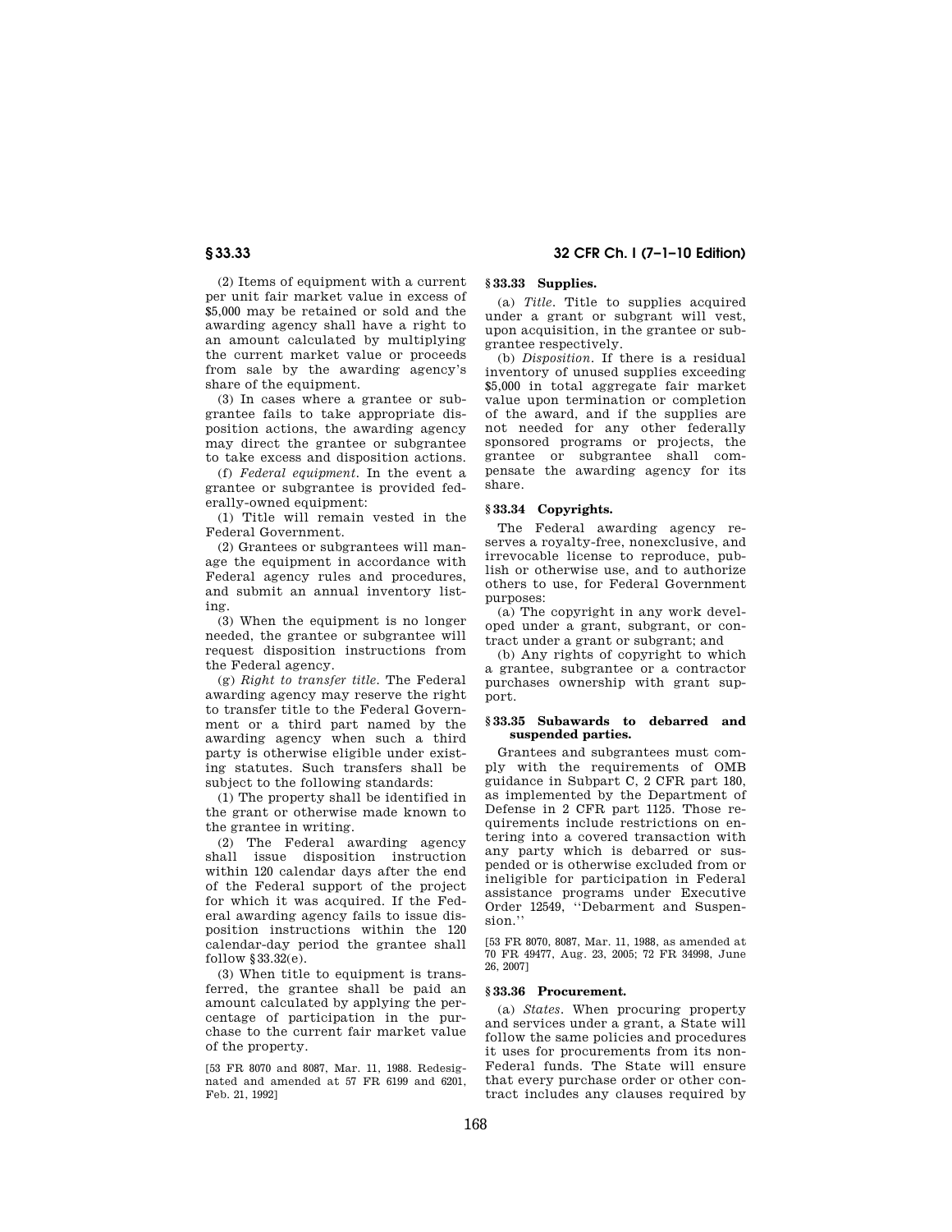(2) Items of equipment with a current per unit fair market value in excess of $5,000 may be retained or sold and the awarding agency shall have a right to an amount calculated by multiplying the current market value or proceeds from sale by the awarding agency's share of the equipment.

(3) In cases where a grantee or subgrantee fails to take appropriate disposition actions, the awarding agency may direct the grantee or subgrantee to take excess and disposition actions.

(f) *Federal equipment.* In the event a grantee or subgrantee is provided federally-owned equipment:

(1) Title will remain vested in the Federal Government.

(2) Grantees or subgrantees will manage the equipment in accordance with Federal agency rules and procedures, and submit an annual inventory listing.

(3) When the equipment is no longer needed, the grantee or subgrantee will request disposition instructions from the Federal agency.

(g) *Right to transfer title.* The Federal awarding agency may reserve the right to transfer title to the Federal Government or a third part named by the awarding agency when such a third party is otherwise eligible under existing statutes. Such transfers shall be subject to the following standards:

(1) The property shall be identified in the grant or otherwise made known to the grantee in writing.

(2) The Federal awarding agency shall issue disposition instruction within 120 calendar days after the end of the Federal support of the project for which it was acquired. If the Federal awarding agency fails to issue disposition instructions within the 120 calendar-day period the grantee shall follow §33.32(e).

(3) When title to equipment is transferred, the grantee shall be paid an amount calculated by applying the percentage of participation in the purchase to the current fair market value of the property.

[53 FR 8070 and 8087, Mar. 11, 1988. Redesignated and amended at 57 FR 6199 and 6201, Feb. 21, 1992]

### § 33.33 Supplies.

(a) *Title.* Title to supplies acquired under a grant or subgrant will vest, upon acquisition, in the grantee or subgrantee respectively.

(b) *Disposition.* If there is a residual inventory of unused supplies exceeding $5,000 in total aggregate fair market value upon termination or completion of the award, and if the supplies are not needed for any other federally sponsored programs or projects, the grantee or subgrantee shall compensate the awarding agency for its share.

### § 33.34 Copyrights.

The Federal awarding agency reserves a royalty-free, nonexclusive, and irrevocable license to reproduce, publish or otherwise use, and to authorize others to use, for Federal Government purposes:

(a) The copyright in any work developed under a grant, subgrant, or contract under a grant or subgrant; and

(b) Any rights of copyright to which a grantee, subgrantee or a contractor purchases ownership with grant support.

### § 33.35 Subawards to debarred and suspended parties.

Grantees and subgrantees must comply with the requirements of OMB guidance in Subpart C, 2 CFR part 180, as implemented by the Department of Defense in 2 CFR part 1125. Those requirements include restrictions on entering into a covered transaction with any party which is debarred or suspended or is otherwise excluded from or ineligible for participation in Federal assistance programs under Executive Order 12549, ''Debarment and Suspension.''

[53 FR 8070, 8087, Mar. 11, 1988, as amended at 70 FR 49477, Aug. 23, 2005; 72 FR 34998, June 26, 2007]

### § 33.36 Procurement.

(a) *States.* When procuring property and services under a grant, a State will follow the same policies and procedures it uses for procurements from its non-Federal funds. The State will ensure that every purchase order or other contract includes any clauses required by